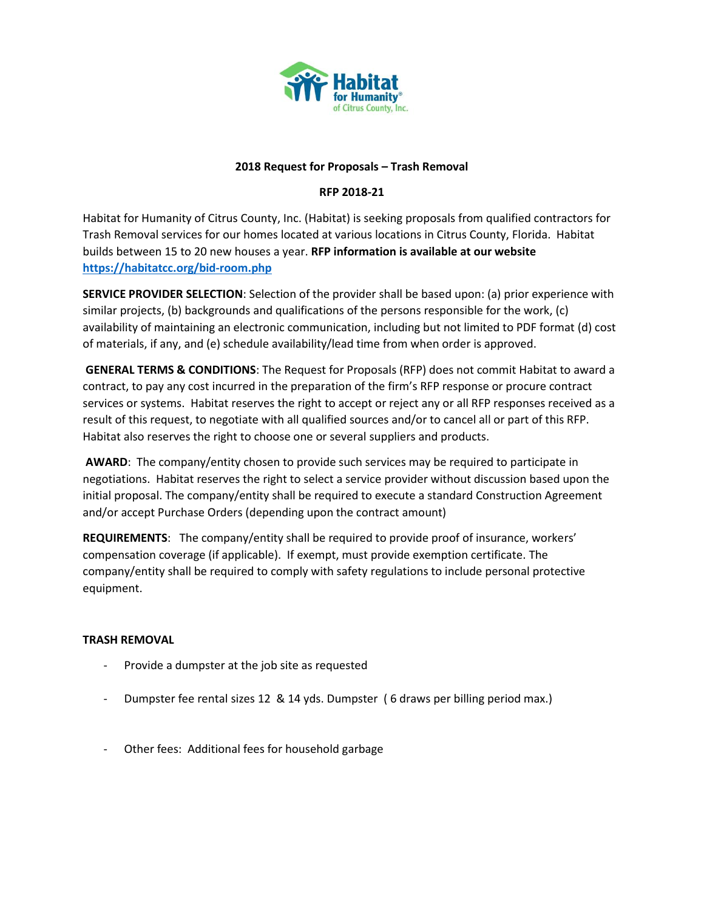**2018 Request for Proposals – Trash Removal**

**RFP 2018-21**

Habitat for Humanity of Citrus County, Inc. (Habitat) is seeking proposals from qualified contractors for Trash Removal services for our homes located at various locations in Citrus County, Florida. Habitat builds between 15 to 20 new houses a year. **RFP information is available at our website [https://habitatcc.org/bid-room.php](https://habitatcc.org/bid-room.php)**

**SERVICE PROVIDER SELECTION**: Selection of the provider shall be based upon: (a) prior experience with similar projects, (b) backgrounds and qualifications of the persons responsible for the work, (c) availability of maintaining an electronic communication, including but not limited to PDF format (d) cost of materials, if any, and (e) schedule availability/lead time from when order is approved.

**GENERAL TERMS & CONDITIONS**: The Request for Proposals (RFP) does not commit Habitat to award a contract, to pay any cost incurred in the preparation of the firm's RFP response or procure contract services or systems. Habitat reserves the right to accept or reject any or all RFP responses received as a result of this request, to negotiate with all qualified sources and/or to cancel all or part of this RFP. Habitat also reserves the right to choose one or several suppliers and products.

**AWARD**: The company/entity chosen to provide such services may be required to participate in negotiations. Habitat reserves the right to select a service provider without discussion based upon the initial proposal. The company/entity shall be required to execute a standard Construction Agreement and/or accept Purchase Orders (depending upon the contract amount)

**REQUIREMENTS**: The company/entity shall be required to provide proof of insurance, workers' compensation coverage (if applicable). If exempt, must provide exemption certificate. The company/entity shall be required to comply with safety regulations to include personal protective equipment.

**TRASH REMOVAL**

- Provide a dumpster at the job site as requested
- Dumpster fee rental sizes 12 & 14 yds. Dumpster ( 6 draws per billing period max.)
- Other fees: Additional fees for household garbage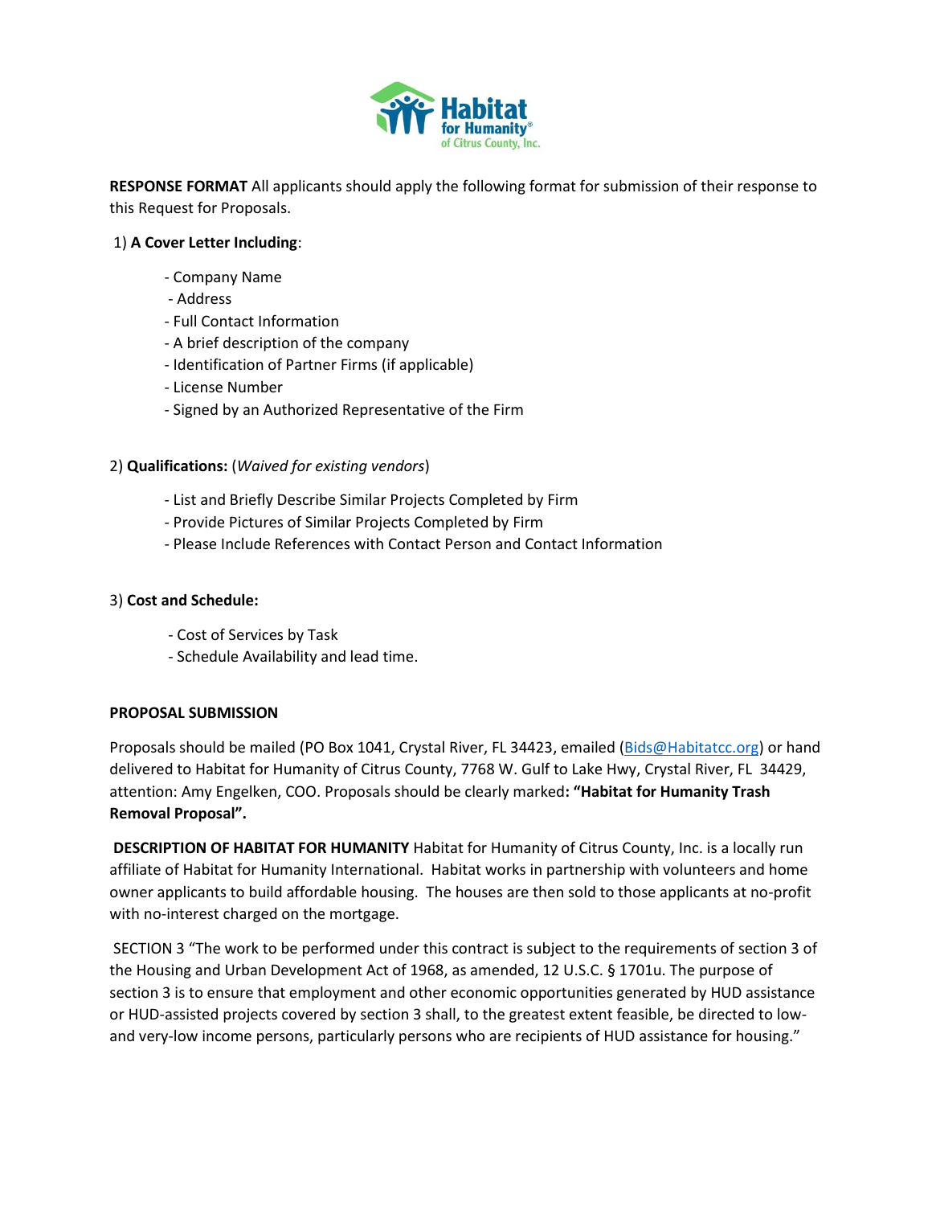**RESPONSE FORMAT** All applicants should apply the following format for submission of their response to this Request for Proposals.

1) **A Cover Letter Including**:

- Company Name
- Address
- Full Contact Information
- A brief description of the company
- Identification of Partner Firms (if applicable)
- License Number
- Signed by an Authorized Representative of the Firm

2) **Qualifications:** (*Waived for existing vendors*)

- List and Briefly Describe Similar Projects Completed by Firm
- Provide Pictures of Similar Projects Completed by Firm
- Please Include References with Contact Person and Contact Information

3) **Cost and Schedule:**

- Cost of Services by Task
- Schedule Availability and lead time.

**PROPOSAL SUBMISSION**

Proposals should be mailed (PO Box 1041, Crystal River, FL 34423, emailed (Bids@Habitatcc.org) or hand delivered to Habitat for Humanity of Citrus County, 7768 W. Gulf to Lake Hwy, Crystal River, FL 34429, attention: Amy Engelken, COO. Proposals should be clearly marked**: "Habitat for Humanity Trash Removal Proposal".**

**DESCRIPTION OF HABITAT FOR HUMANITY** Habitat for Humanity of Citrus County, Inc. is a locally run affiliate of Habitat for Humanity International. Habitat works in partnership with volunteers and home owner applicants to build affordable housing. The houses are then sold to those applicants at no-profit with no-interest charged on the mortgage.

SECTION 3 "The work to be performed under this contract is subject to the requirements of section 3 of the Housing and Urban Development Act of 1968, as amended, 12 U.S.C. § 1701u. The purpose of section 3 is to ensure that employment and other economic opportunities generated by HUD assistance or HUD-assisted projects covered by section 3 shall, to the greatest extent feasible, be directed to low- and very-low income persons, particularly persons who are recipients of HUD assistance for housing."